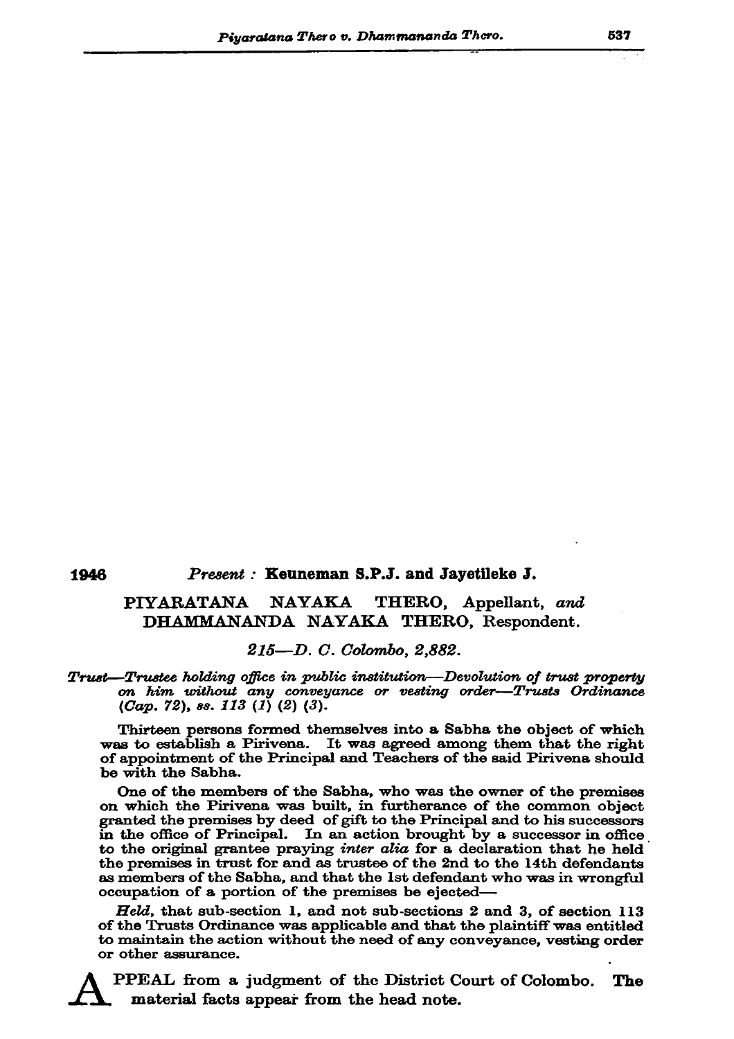**1946** *Present :* **Keuneman S.P.J. and Jayetileke J.**

PIYARATANA NAYAKA THERO, Appellant, *and* DHAMMANANDA NAYAKA THERO, Respondent.

*215—D. C. Colombo, 2,882.*

*Trust—Trustee holding office in public institution—Devolution of trust property on him without any conveyance or vesting order—Trusts Ordinance (Cap. 72), ss. 113 (1) (2) (3).*

Thirteen persons formed themselves into a Sabha the object of which was to establish a Pirivena. It was agreed among them that the right of appointment of the Principal and Teachers of the said Pirivena should be with the Sabha.

One of the members of the Sabha, who was the owner of the premises on which the Pirivena was built, in furtherance of the common object granted the premises by deed of gift to the Principal and to his successors in the office of Principal. In an action brought by a successor in office to the original grantee praying *inter alia* for a declaration that he held the premises in trust for and as trustee of the 2nd to the 14th defendants as members of the Sabha, and that the 1st defendant who was in wrongful occupation of a portion of the premises be ejected—

*Held,* that sub-section 1, and not sub-sections 2 and 3, of section 113 of the Trusts Ordinance was applicable and that the plaintiff was entitled to maintain the action without the need of any conveyance, vesting order or other assurance.

APPEAL from a judgment of the District Court of Colombo. The material facts appear from the head note.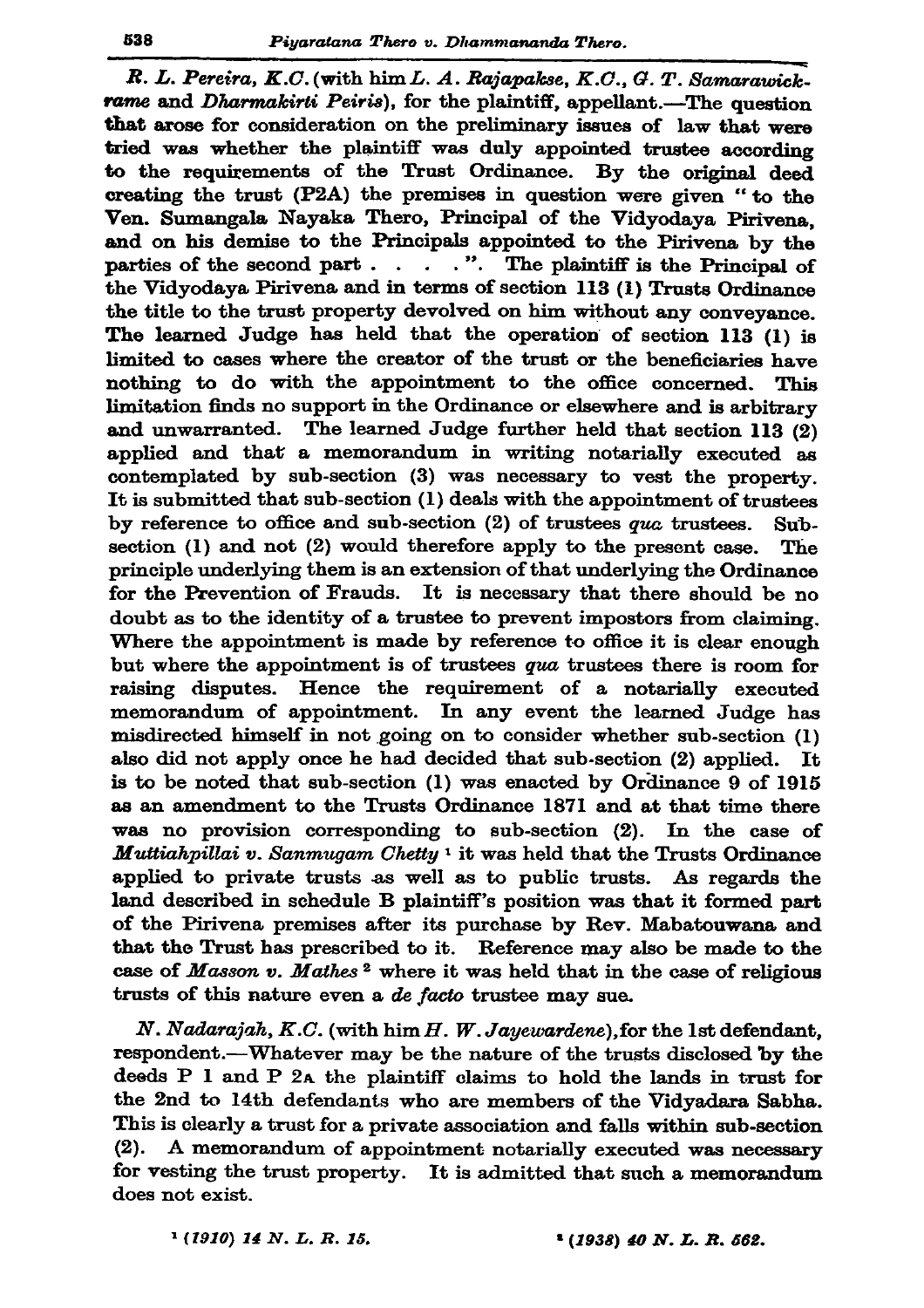*R. L. Pereira, K.C.* (with him *L. A. Rajapakse, K.C., G. T. Samarawickrame* and *Dharmakirti Peiris*), for the plaintiff, appellant.—The question that arose for consideration on the preliminary issues of law that were tried was whether the plaintiff was duly appointed trustee according to the requirements of the Trust Ordinance. By the original deed creating the trust (P2A) the premises in question were given " to the Ven. Sumangala Nayaka Thero, Principal of the Vidyodaya Pirivena, and on his demise to the Principals appointed to the Pirivena by the parties of the second part . . . . ". The plaintiff is the Principal of the Vidyodaya Pirivena and in terms of section 113 (1) Trusts Ordinance the title to the trust property devolved on him without any conveyance. The learned Judge has held that the operation of section 113 (1) is limited to cases where the creator of the trust or the beneficiaries have nothing to do with the appointment to the office concerned. This limitation finds no support in the Ordinance or elsewhere and is arbitrary and unwarranted. The learned Judge further held that section 113 (2) applied and that a memorandum in writing notarially executed as contemplated by sub-section (3) was necessary to vest the property. It is submitted that sub-section (1) deals with the appointment of trustees by reference to office and sub-section (2) of trustees *qua* trustees. Sub-section (1) and not (2) would therefore apply to the present case. The principle underlying them is an extension of that underlying the Ordinance for the Prevention of Frauds. It is necessary that there should be no doubt as to the identity of a trustee to prevent impostors from claiming. Where the appointment is made by reference to office it is clear enough but where the appointment is of trustees *qua* trustees there is room for raising disputes. Hence the requirement of a notarially executed memorandum of appointment. In any event the learned Judge has misdirected himself in not going on to consider whether sub-section (1) also did not apply once he had decided that sub-section (2) applied. It is to be noted that sub-section (1) was enacted by Ordinance 9 of 1915 as an amendment to the Trusts Ordinance 1871 and at that time there was no provision corresponding to sub-section (2). In the case of *Muttiahpillai v. Sanmugam Chetty* [1] it was held that the Trusts Ordinance applied to private trusts as well as to public trusts. As regards the land described in schedule B plaintiff's position was that it formed part of the Pirivena premises after its purchase by Rev. Mabatouwana and that the Trust has prescribed to it. Reference may also be made to the case of *Masson v. Mathes* [2] where it was held that in the case of religious trusts of this nature even a *de facto* trustee may sue.

*N. Nadarajah, K.C.* (with him *H. W. Jayewardene*), for the 1st defendant, respondent.—Whatever may be the nature of the trusts disclosed by the deeds P 1 and P 2A the plaintiff claims to hold the lands in trust for the 2nd to 14th defendants who are members of the Vidyadara Sabha. This is clearly a trust for a private association and falls within sub-section (2). A memorandum of appointment notarially executed was necessary for vesting the trust property. It is admitted that such a memorandum does not exist.

[1] *(1910) 14 N. L. R. 15.*

[2] *(1938) 40 N. L. R. 562.*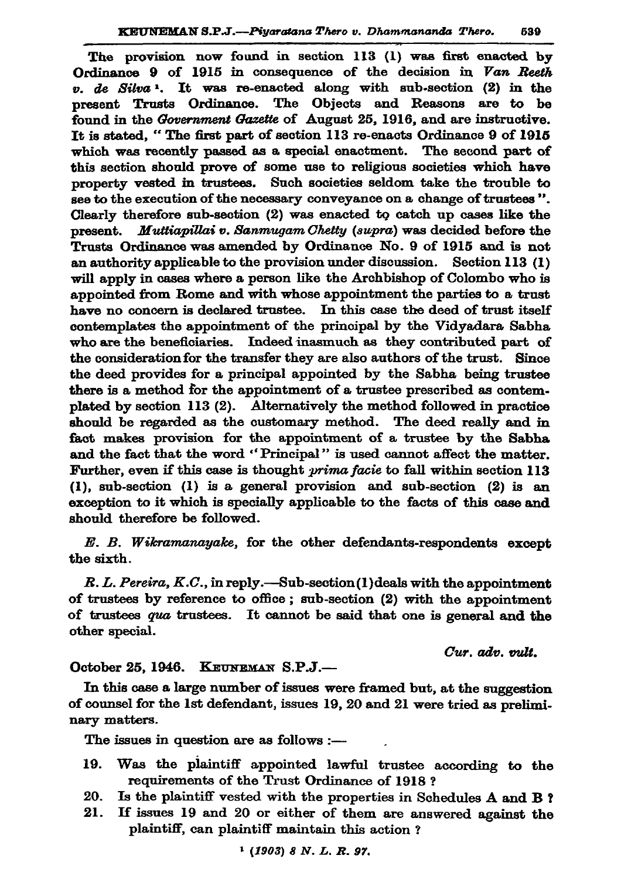The provision now found in section 113 (1) was first enacted by Ordinance 9 of 1915 in consequence of the decision in *Van Reeth v. de Silva* [1]. It was re-enacted along with sub-section (2) in the present Trusts Ordinance. The Objects and Reasons are to be found in the *Government Gazette* of August 25, 1916, and are instructive. It is stated, " The first part of section 113 re-enacts Ordinance 9 of 1915 which was recently passed as a special enactment. The second part of this section should prove of some use to religious societies which have property vested in trustees. Such societies seldom take the trouble to see to the execution of the necessary conveyance on a change of trustees ". Clearly therefore sub-section (2) was enacted to catch up cases like the present. *Muttiapillai v. Sanmugam Chetty (supra)* was decided before the Trusts Ordinance was amended by Ordinance No. 9 of 1915 and is not an authority applicable to the provision under discussion. Section 113 (1) will apply in cases where a person like the Archbishop of Colombo who is appointed from Rome and with whose appointment the parties to a trust have no concern is declared trustee. In this case the deed of trust itself contemplates the appointment of the principal by the Vidyadara Sabha who are the beneficiaries. Indeed inasmuch as they contributed part of the consideration for the transfer they are also authors of the trust. Since the deed provides for a principal appointed by the Sabha being trustee there is a method for the appointment of a trustee prescribed as contemplated by section 113 (2). Alternatively the method followed in practice should be regarded as the customary method. The deed really and in fact makes provision for the appointment of a trustee by the Sabha and the fact that the word "Principal" is used cannot affect the matter. Further, even if this case is thought *prima facie* to fall within section 113 (1), sub-section (1) is a general provision and sub-section (2) is an exception to it which is specially applicable to the facts of this case and should therefore be followed.

*E. B. Wikramanayake*, for the other defendants-respondents except the sixth.

*R. L. Pereira, K.C.*, in reply.—Sub-section (1) deals with the appointment of trustees by reference to office ; sub-section (2) with the appointment of trustees *qua* trustees. It cannot be said that one is general and the other special.

*Cur. adv. vult.*

October 25, 1946. KEUNEMAN S.P.J.—

In this case a large number of issues were framed but, at the suggestion of counsel for the 1st defendant, issues 19, 20 and 21 were tried as preliminary matters.

The issues in question are as follows :—

19. Was the plaintiff appointed lawful trustee according to the requirements of the Trust Ordinance of 1918 ?
20. Is the plaintiff vested with the properties in Schedules A and B ?
21. If issues 19 and 20 or either of them are answered against the plaintiff, can plaintiff maintain this action ?

[1] *(1903) 8 N. L. R. 97.*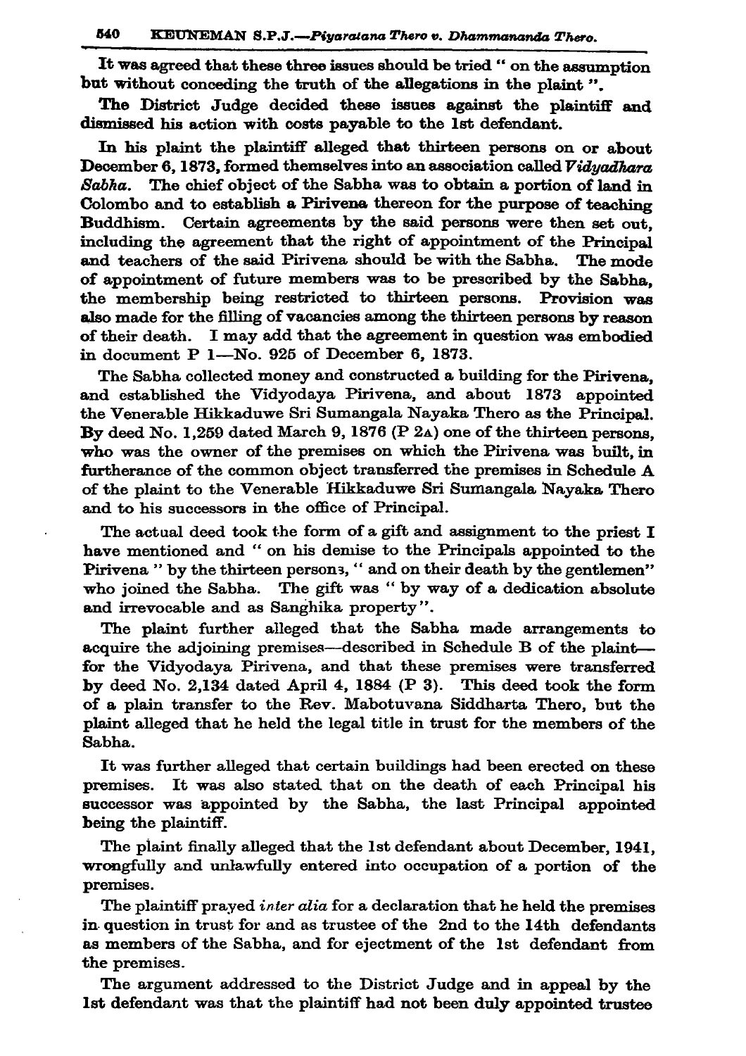It was agreed that these three issues should be tried " on the assumption but without conceding the truth of the allegations in the plaint ".

The District Judge decided these issues against the plaintiff and dismissed his action with costs payable to the 1st defendant.

In his plaint the plaintiff alleged that thirteen persons on or about December 6, 1873, formed themselves into an association called *Vidyadhara Sabha*. The chief object of the Sabha was to obtain a portion of land in Colombo and to establish a Pirivena thereon for the purpose of teaching Buddhism. Certain agreements by the said persons were then set out, including the agreement that the right of appointment of the Principal and teachers of the said Pirivena should be with the Sabha. The mode of appointment of future members was to be prescribed by the Sabha, the membership being restricted to thirteen persons. Provision was also made for the filling of vacancies among the thirteen persons by reason of their death. I may add that the agreement in question was embodied in document P 1—No. 925 of December 6, 1873.

The Sabha collected money and constructed a building for the Pirivena, and established the Vidyodaya Pirivena, and about 1873 appointed the Venerable Hikkaduwe Sri Sumangala Nayaka Thero as the Principal. By deed No. 1,259 dated March 9, 1876 (P 2A) one of the thirteen persons, who was the owner of the premises on which the Pirivena was built, in furtherance of the common object transferred the premises in Schedule A of the plaint to the Venerable Hikkaduwe Sri Sumangala Nayaka Thero and to his successors in the office of Principal.

The actual deed took the form of a gift and assignment to the priest I have mentioned and " on his demise to the Principals appointed to the Pirivena " by the thirteen persons, " and on their death by the gentlemen" who joined the Sabha. The gift was " by way of a dedication absolute and irrevocable and as Sanghika property ".

The plaint further alleged that the Sabha made arrangements to acquire the adjoining premises—described in Schedule B of the plaint—for the Vidyodaya Pirivena, and that these premises were transferred by deed No. 2,134 dated April 4, 1884 (P 3). This deed took the form of a plain transfer to the Rev. Mabotuvana Siddharta Thero, but the plaint alleged that he held the legal title in trust for the members of the Sabha.

It was further alleged that certain buildings had been erected on these premises. It was also stated that on the death of each Principal his successor was appointed by the Sabha, the last Principal appointed being the plaintiff.

The plaint finally alleged that the 1st defendant about December, 1941, wrongfully and unlawfully entered into occupation of a portion of the premises.

The plaintiff prayed *inter alia* for a declaration that he held the premises in question in trust for and as trustee of the 2nd to the 14th defendants as members of the Sabha, and for ejectment of the 1st defendant from the premises.

The argument addressed to the District Judge and in appeal by the 1st defendant was that the plaintiff had not been duly appointed trustee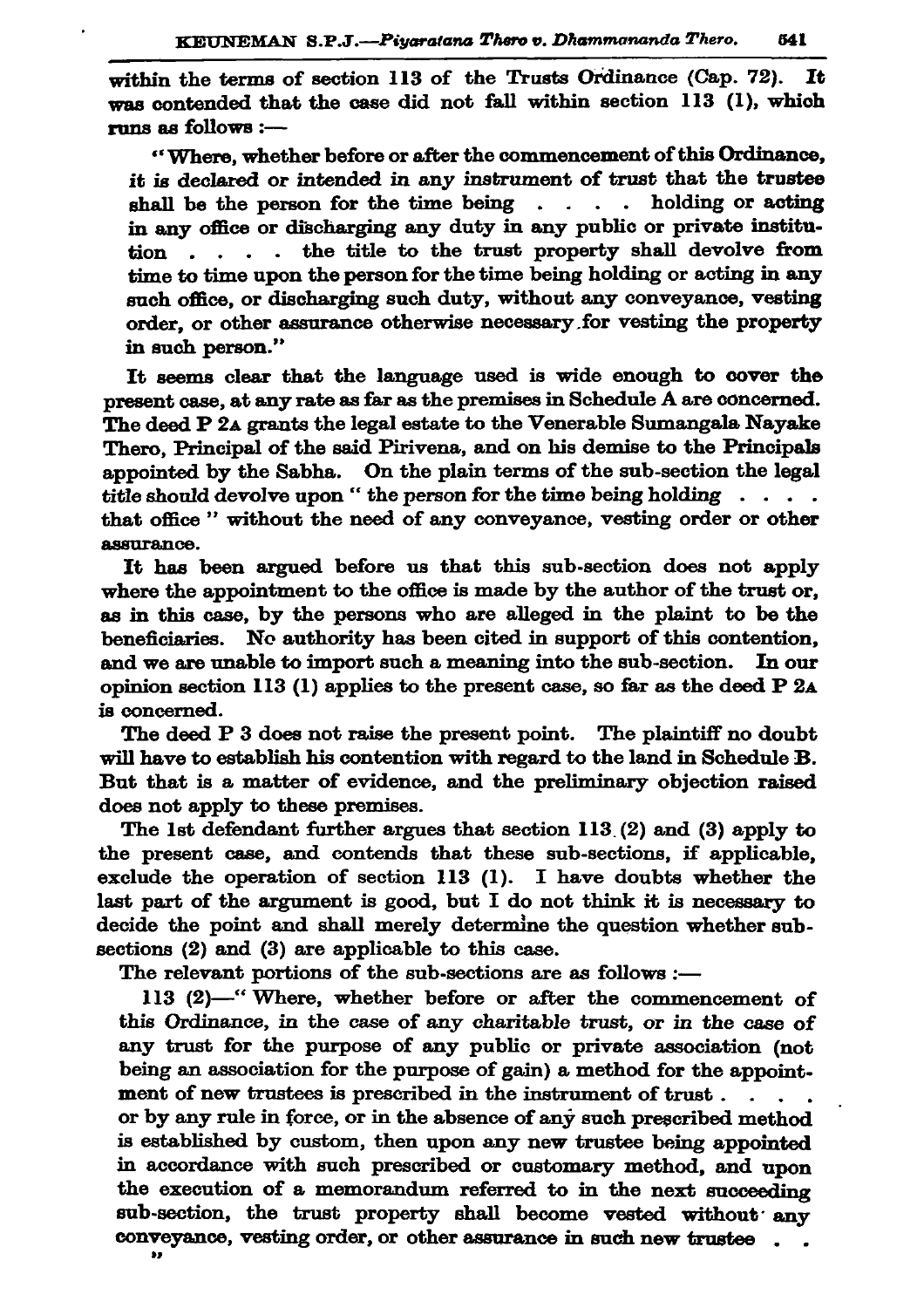within the terms of section 113 of the Trusts Ordinance (Cap. 72). It was contended that the case did not fall within section 113 (1), which runs as follows :—

> "Where, whether before or after the commencement of this Ordinance, *it is declared or intended in any instrument* of trust that the trustee shall be the person for the time being . . . . holding or acting in any office or discharging any duty in any public or private institution . . . . the title to the trust property shall devolve from time to time upon the person for the time being holding or acting in any such office, or discharging such duty, without any conveyance, vesting order, or other assurance otherwise necessary for vesting the property in such person."

It seems clear that the language used is wide enough to cover the present case, at any rate as far as the premises in Schedule A are concerned. The deed P 2A grants the legal estate to the Venerable Sumangala Nayake Thero, Principal of the said Pirivena, and on his demise to the Principals appointed by the Sabha. On the plain terms of the sub-section the legal title should devolve upon " the person for the time being holding . . . . that office " without the need of any conveyance, vesting order or other assurance.

It has been argued before us that this sub-section does not apply where the appointment to the office is made by the author of the trust or, as in this case, by the persons who are alleged in the plaint to be the beneficiaries. No authority has been cited in support of this contention, and we are unable to import such a meaning into the sub-section. In our opinion section 113 (1) applies to the present case, so far as the deed P 2A is concerned.

The deed P 3 does not raise the present point. The plaintiff no doubt will have to establish his contention with regard to the land in Schedule B. But that is a matter of evidence, and the preliminary objection raised does not apply to these premises.

The 1st defendant further argues that section 113 (2) and (3) apply to the present case, and contends that these sub-sections, if applicable, exclude the operation of section 113 (1). I have doubts whether the last part of the argument is good, but I do not think it is necessary to decide the point and shall merely determine the question whether sub-sections (2) and (3) are applicable to this case.

The relevant portions of the sub-sections are as follows :—

> 113 (2)—" Where, whether before or after the commencement of this Ordinance, *in the case of any charitable trust, or in the case of any trust for the purpose of any public or private association* (not being an association for the purpose of gain) a method for the appointment of new trustees is prescribed in the instrument of trust . . . . or by any rule in force, or in the absence of any such prescribed method is established by custom, then upon any new trustee being appointed in accordance with such prescribed or customary method, and upon the execution of a memorandum referred to in the next succeeding sub-section, the trust property shall become vested without any conveyance, vesting order, or other assurance in such new trustee . . ."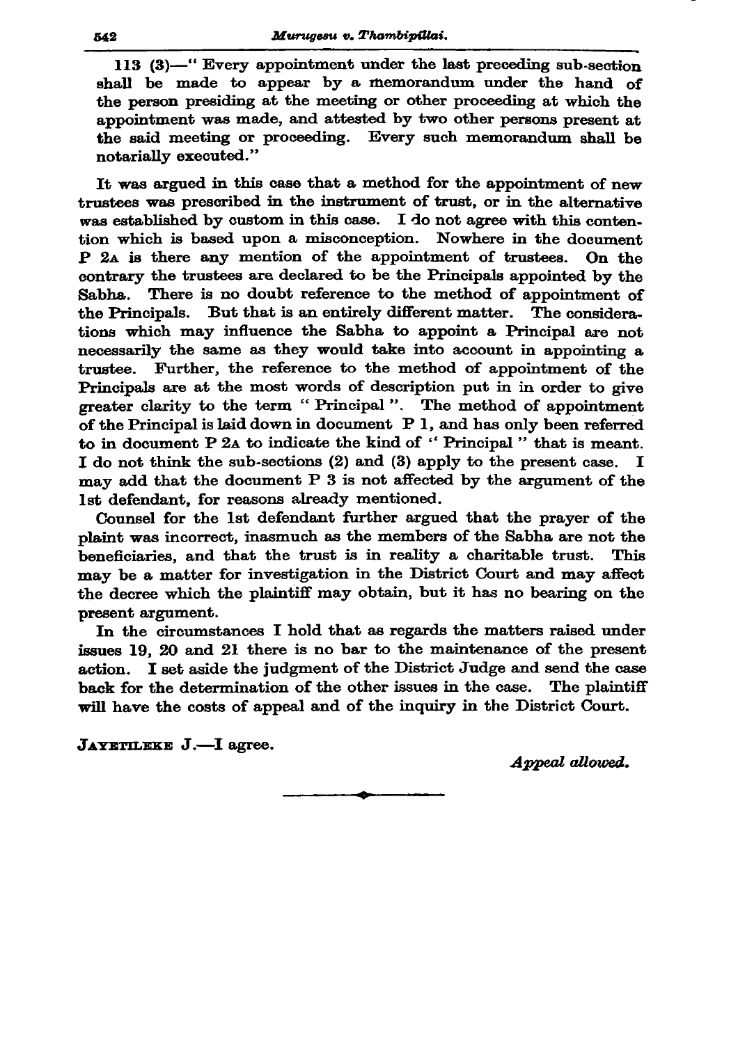113 (3)—" Every appointment under the last preceding sub-section shall be made to appear by a memorandum under the hand of the person presiding at the meeting or other proceeding at which the appointment was made, and attested by two other persons present at the said meeting or proceeding. Every such memorandum shall be notarially executed."

It was argued in this case that a method for the appointment of new trustees was prescribed in the instrument of trust, or in the alternative was established by custom in this case. I do not agree with this contention which is based upon a misconception. Nowhere in the document P 2A is there any mention of the appointment of trustees. On the contrary the trustees are declared to be the Principals appointed by the Sabha. There is no doubt reference to the method of appointment of the Principals. But that is an entirely different matter. The considerations which may influence the Sabha to appoint a Principal are not necessarily the same as they would take into account in appointing a trustee. Further, the reference to the method of appointment of the Principals are at the most words of description put in in order to give greater clarity to the term " Principal ". The method of appointment of the Principal is laid down in document P 1, and has only been referred to in document P 2A to indicate the kind of " Principal " that is meant. I do not think the sub-sections (2) and (3) apply to the present case. I may add that the document P 3 is not affected by the argument of the 1st defendant, for reasons already mentioned.

Counsel for the 1st defendant further argued that the prayer of the plaint was incorrect, inasmuch as the members of the Sabha are not the beneficiaries, and that the trust is in reality a charitable trust. This may be a matter for investigation in the District Court and may affect the decree which the plaintiff may obtain, but it has no bearing on the present argument.

In the circumstances I hold that as regards the matters raised under issues 19, 20 and 21 there is no bar to the maintenance of the present action. I set aside the judgment of the District Judge and send the case back for the determination of the other issues in the case. The plaintiff will have the costs of appeal and of the inquiry in the District Court.

JAYETILEKE J.—I agree.

*Appeal allowed.*